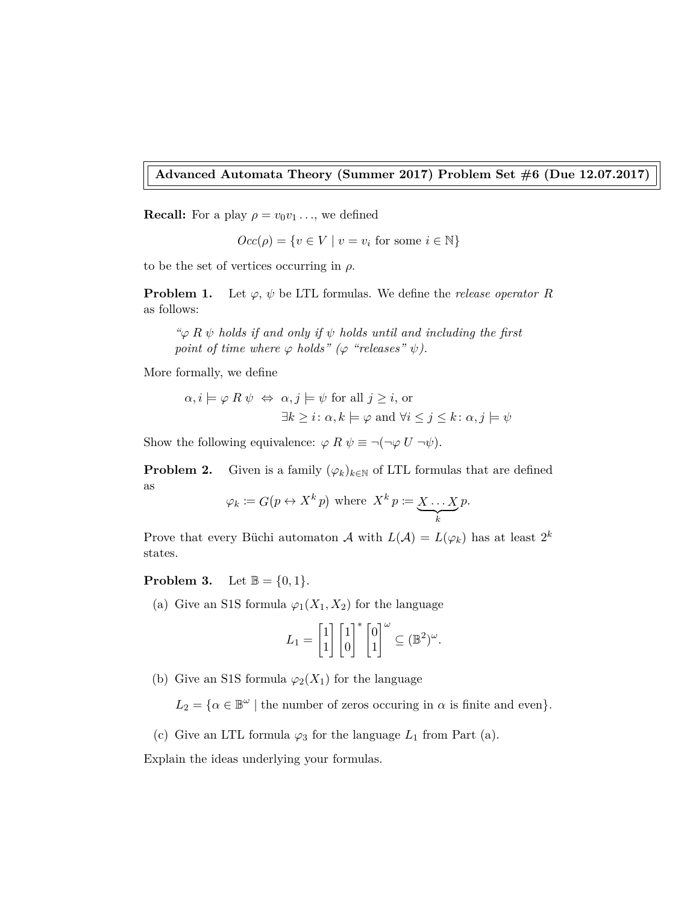**Advanced Automata Theory (Summer 2017) Problem Set #6 (Due 12.07.2017)**

**Recall:** For a play $\rho = v_0 v_1 \ldots$, we defined

$$Occ(\rho) = \{v \in V \mid v = v_i \text{ for some } i \in \mathbb{N}\}$$

to be the set of vertices occurring in $\rho$.

**Problem 1.** Let $\varphi$, $\psi$ be LTL formulas. We define the *release operator* $R$ as follows:

> *"$\varphi\, R\, \psi$ holds if and only if $\psi$ holds until and including the first point of time where $\varphi$ holds" ($\varphi$ "releases" $\psi$).*

More formally, we define

$$\alpha, i \models \varphi\, R\, \psi \;\Leftrightarrow\; \alpha, j \models \psi \text{ for all } j \geq i, \text{ or}$$
$$\exists k \geq i \colon \alpha, k \models \varphi \text{ and } \forall i \leq j \leq k \colon \alpha, j \models \psi$$

Show the following equivalence: $\varphi\, R\, \psi \equiv \neg(\neg\varphi\, U\, \neg\psi)$.

**Problem 2.** Given is a family $(\varphi_k)_{k \in \mathbb{N}}$ of LTL formulas that are defined as

$$\varphi_k := G(p \leftrightarrow X^k\, p) \text{ where } X^k\, p := \underbrace{X \ldots X}_{k} p.$$

Prove that every Büchi automaton $\mathcal{A}$ with $L(\mathcal{A}) = L(\varphi_k)$ has at least $2^k$ states.

**Problem 3.** Let $\mathbb{B} = \{0, 1\}$.

(a) Give an S1S formula $\varphi_1(X_1, X_2)$ for the language

$$L_1 = \begin{bmatrix} 1 \\ 1 \end{bmatrix} \begin{bmatrix} 1 \\ 0 \end{bmatrix}^* \begin{bmatrix} 0 \\ 1 \end{bmatrix}^\omega \subseteq (\mathbb{B}^2)^\omega.$$

(b) Give an S1S formula $\varphi_2(X_1)$ for the language

$$L_2 = \{\alpha \in \mathbb{B}^\omega \mid \text{the number of zeros occuring in } \alpha \text{ is finite and even}\}.$$

(c) Give an LTL formula $\varphi_3$ for the language $L_1$ from Part (a).

Explain the ideas underlying your formulas.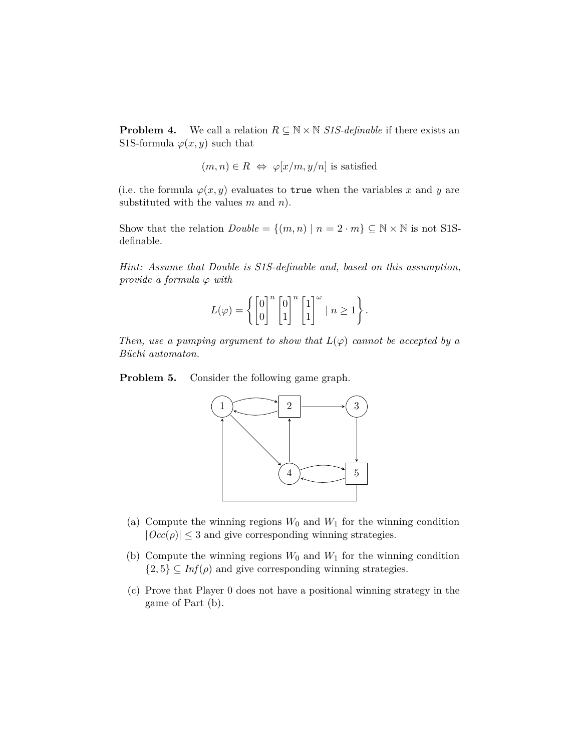**Problem 4.** We call a relation $R \subseteq \mathbb{N} \times \mathbb{N}$ *S1S-definable* if there exists an S1S-formula $\varphi(x, y)$ such that

$$(m, n) \in R \;\Leftrightarrow\; \varphi[x/m, y/n] \text{ is satisfied}$$

(i.e. the formula $\varphi(x, y)$ evaluates to `true` when the variables $x$ and $y$ are substituted with the values $m$ and $n$).

Show that the relation $Double = \{(m, n) \mid n = 2 \cdot m\} \subseteq \mathbb{N} \times \mathbb{N}$ is not S1S-definable.

*Hint: Assume that Double is S1S-definable and, based on this assumption, provide a formula $\varphi$ with*

$$L(\varphi) = \left\{ \begin{bmatrix} 0 \\ 0 \end{bmatrix}^n \begin{bmatrix} 0 \\ 1 \end{bmatrix}^n \begin{bmatrix} 1 \\ 1 \end{bmatrix}^\omega \mid n \geq 1 \right\}.$$

*Then, use a pumping argument to show that $L(\varphi)$ cannot be accepted by a Büchi automaton.*

**Problem 5.** Consider the following game graph.

(a) Compute the winning regions $W_0$ and $W_1$ for the winning condition $|Occ(\rho)| \leq 3$ and give corresponding winning strategies.

(b) Compute the winning regions $W_0$ and $W_1$ for the winning condition $\{2, 5\} \subseteq Inf(\rho)$ and give corresponding winning strategies.

(c) Prove that Player 0 does not have a positional winning strategy in the game of Part (b).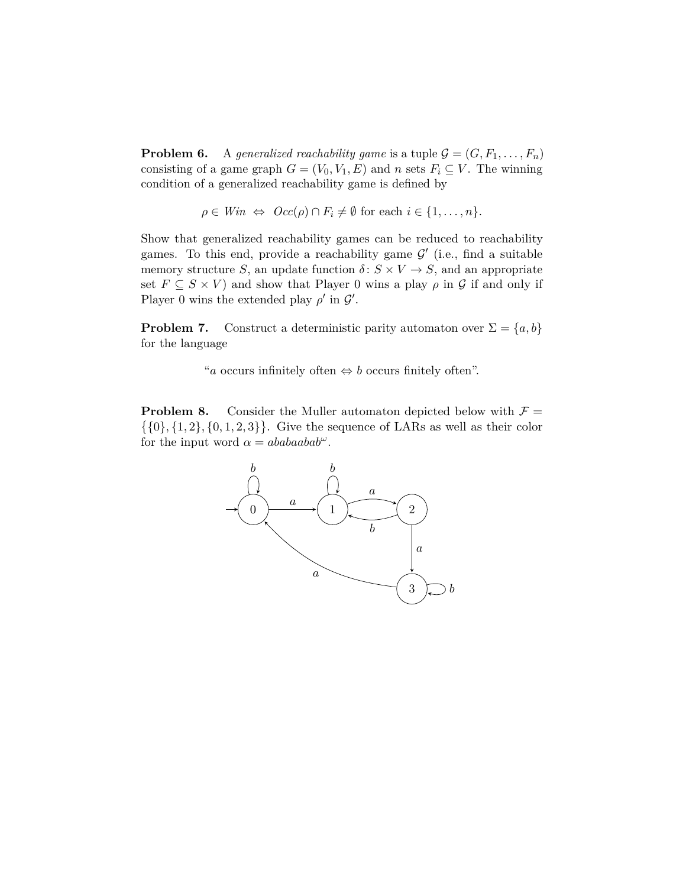**Problem 6.** A *generalized reachability game* is a tuple $\mathcal{G} = (G, F_1, \dots, F_n)$ consisting of a game graph $G = (V_0, V_1, E)$ and $n$ sets $F_i \subseteq V$. The winning condition of a generalized reachability game is defined by

$$\rho \in \mathit{Win} \;\Leftrightarrow\; \mathit{Occ}(\rho) \cap F_i \neq \emptyset \text{ for each } i \in \{1, \dots, n\}.$$

Show that generalized reachability games can be reduced to reachability games. To this end, provide a reachability game $\mathcal{G}'$ (i.e., find a suitable memory structure $S$, an update function $\delta \colon S \times V \to S$, and an appropriate set $F \subseteq S \times V$) and show that Player 0 wins a play $\rho$ in $\mathcal{G}$ if and only if Player 0 wins the extended play $\rho'$ in $\mathcal{G}'$.

**Problem 7.** Construct a deterministic parity automaton over $\Sigma = \{a, b\}$ for the language

"$a$ occurs infinitely often $\Leftrightarrow$ $b$ occurs finitely often".

**Problem 8.** Consider the Muller automaton depicted below with $\mathcal{F} = \{\{0\}, \{1, 2\}, \{0, 1, 2, 3\}\}$. Give the sequence of LARs as well as their color for the input word $\alpha = ababaabab^\omega$.

b
b
a
a
0
1
2
b
a
a
3
b